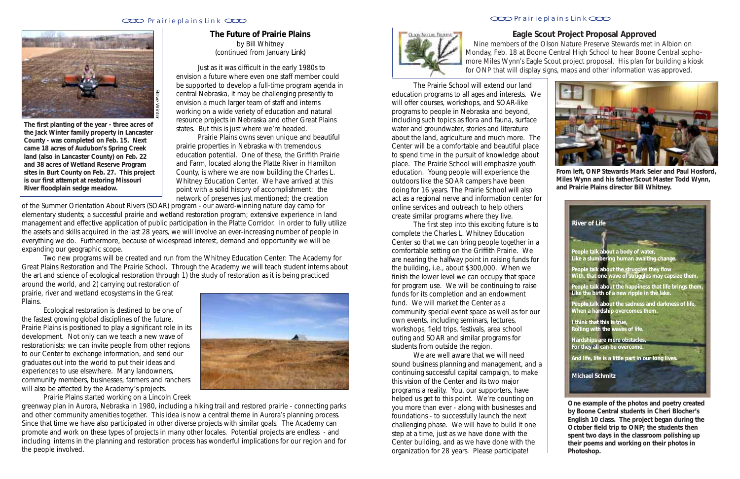The first planting of the year - three acres of the Jack Winter family property in Lancaster County - was completed on Feb. 15. Next came 18 acres of Audubon's Spring Creek land (also in Lancaster County) on Feb. 22 and 38 acres of Wetland Reserve Program sites in Burt County on Feb. 27. This project is our first attempt at restoring Missouri River floodplain sedge meadow.

Steve Winter

## The Future of Prairie Plains

by Bill Whitney

(continued from January Link)

Just as it was difficult in the early 1980s to envision a future where even one staff member could be supported to develop a full-time program agenda in central Nebraska, it may be challenging presently to envision a much larger team of staff and interns working on a wide variety of education and natural resource projects in Nebraska and other Great Plains states. But this is just where we're headed.

Prairie Plains owns seven unique and beautiful prairie properties in Nebraska with tremendous education potential. One of these, the Griffith Prairie and Farm, located along the Platte River in Hamilton County, is where we are now building the Charles L. Whitney Education Center. We have arrived at this point with a solid history of accomplishment: the network of preserves just mentioned; the creation of the Summer Orientation About Rivers (SOAR) program - our award-winning nature day camp for elementary students; a successful prairie and wetland restoration program; extensive experience in land management and effective application of public participation in the Platte Corridor. In order to fully utilize the assets and skills acquired in the last 28 years, we will involve an ever-increasing number of people in everything we do. Furthermore, because of widespread interest, demand and opportunity we will be expanding our geographic scope.

Two new programs will be created and run from the Whitney Education Center: The Academy for Great Plains Restoration and The Prairie School. Through the Academy we will teach student interns about the art and science of ecological restoration through 1) the study of restoration as it is being practiced around the world, and 2) carrying out restoration of prairie, river and wetland ecosystems in the Great Plains.

Ecological restoration is destined to be one of the fastest growing global disciplines of the future. Prairie Plains is positioned to play a significant role in its development. Not only can we teach a new wave of restorationists; we can invite people from other regions to our Center to exchange information, and send our graduates out into the world to put their ideas and experiences to use elsewhere. Many landowners, community members, businesses, farmers and ranchers will also be affected by the Academy's projects.

Prairie Plains started working on a Lincoln Creek greenway plan in Aurora, Nebraska in 1980, including a hiking trail and restored prairie - connecting parks and other community amenities together. This idea is now a central theme in Aurora's planning process. Since that time we have also participated in other diverse projects with similar goals. The Academy can promote and work on these types of projects in many other locales. Potential projects are endless - and including interns in the planning and restoration process has wonderful implications for our region and for the people involved.

The Prairie School will extend our land education programs to all ages and interests. We will offer courses, workshops, and SOAR-like programs to people in Nebraska and beyond, including such topics as flora and fauna, surface water and groundwater, stories and literature about the land, agriculture and much more. The Center will be a comfortable and beautiful place to spend time in the pursuit of knowledge about place. The Prairie School will emphasize youth education. Young people will experience the outdoors like the SOAR campers have been doing for 16 years. The Prairie School will also act as a regional nerve and information center for online services and outreach to help others create similar programs where they live.

The first step into this exciting future is to complete the Charles L. Whitney Education Center so that we can bring people together in a comfortable setting on the Griffith Prairie. We are nearing the halfway point in raising funds for the building, i.e., about $300,000. When we finish the lower level we can occupy that space for program use. We will be continuing to raise funds for its completion and an endowment fund. We will market the Center as a community special event space as well as for our own events, including seminars, lectures, workshops, field trips, festivals, area school outing and SOAR and similar programs for students from outside the region.

We are well aware that we will need sound business planning and management, and a continuing successful capital campaign, to make this vision of the Center and its two major programs a reality. You, our supporters, have helped us get to this point. We're counting on you more than ever - along with businesses and foundations - to successfully launch the next challenging phase. We will have to build it one step at a time, just as we have done with the Center building, and as we have done with the organization for 28 years. Please participate!

## Eagle Scout Project Proposal Approved

Nine members of the Olson Nature Preserve Stewards met in Albion on Monday, Feb. 18 at Boone Central High School to hear Boone Central sophomore Miles Wynn's Eagle Scout project proposal. His plan for building a kiosk for ONP that will display signs, maps and other information was approved.

From left, ONP Stewards Mark Seier and Paul Hosford, Miles Wynn and his father/Scout Master Todd Wynn, and Prairie Plains director Bill Whitney.

**River of Life**

People talk about a body of water,
Like a slumbering human awaiting change.

People talk about the struggles they flow
With, that one wave of struggles may capsize them.

People talk about the happiness that life brings them,
Like the birth of a new ripple in the lake.

People talk about the sadness and darkness of life,
When a hardship overcomes them.

I think that this is true,
Rolling with the waves of life.

Hardships are mere obstacles,
For they all can be overcome.

And life, life is a little part in our long lives.

Michael Schmitz

One example of the photos and poetry created by Boone Central students in Cheri Blocher's English 10 class. The project began during the October field trip to ONP; the students then spent two days in the classroom polishing up their poems and working on their photos in Photoshop.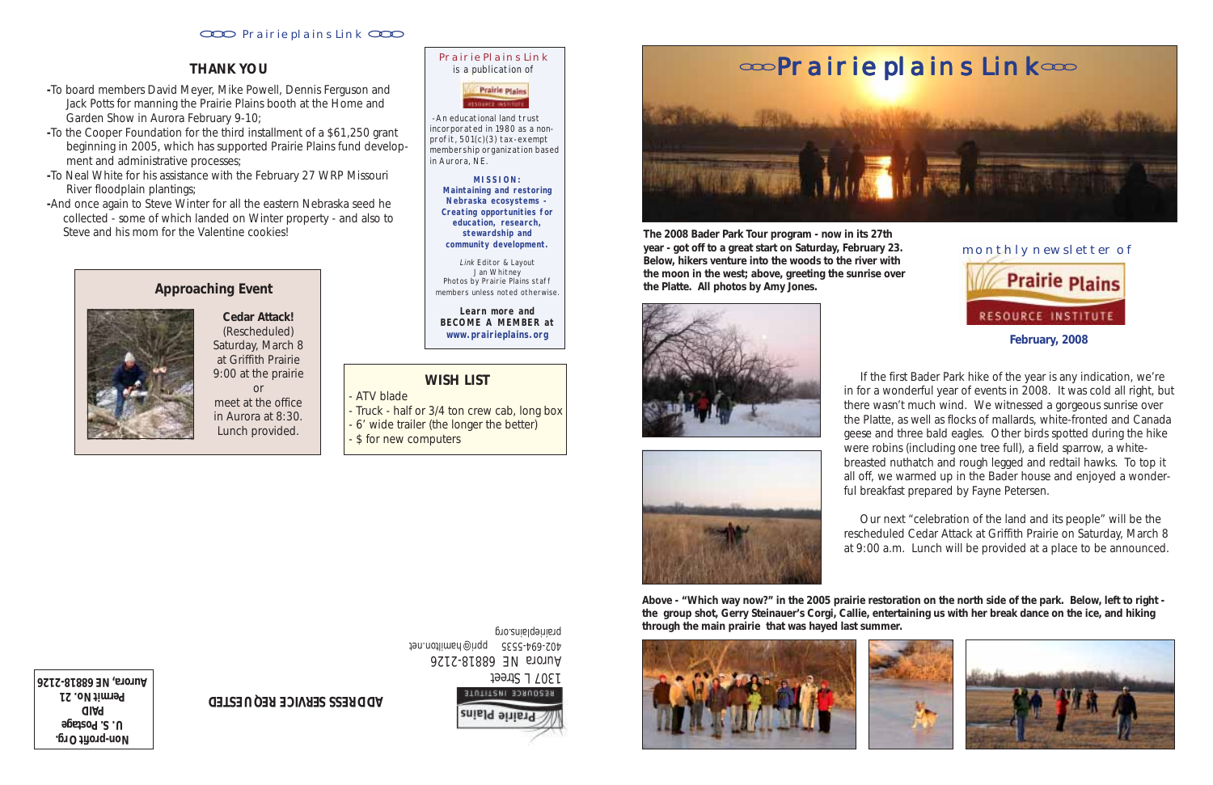## THANK YOU

- To board members David Meyer, Mike Powell, Dennis Ferguson and Jack Potts for manning the Prairie Plains booth at the Home and Garden Show in Aurora February 9-10;
- To the Cooper Foundation for the third installment of a $61,250 grant beginning in 2005, which has supported Prairie Plains fund development and administrative processes;
- To Neal White for his assistance with the February 27 WRP Missouri River floodplain plantings;
- And once again to Steve Winter for all the eastern Nebraska seed he collected - some of which landed on Winter property - and also to Steve and his mom for the Valentine cookies!

### Approaching Event

**Cedar Attack!**
(Rescheduled)
Saturday, March 8
at Griffith Prairie
9:00 at the prairie
or
meet at the office
in Aurora at 8:30.
Lunch provided.

Prairie Plains Link
is a publication of

Prairie Plains Resource Institute

-An educational land trust incorporated in 1980 as a non-profit, 501(c)(3) tax-exempt membership organization based in Aurora, NE.

**MISSION:**
**Maintaining and restoring Nebraska ecosystems - Creating opportunities for education, research, stewardship and community development.**

*Link* Editor & Layout
Jan Whitney
Photos by Prairie Plains staff members unless noted otherwise.

**Learn more and BECOME A MEMBER at www.prairieplains.org**

### WISH LIST

- ATV blade
- Truck - half or 3/4 ton crew cab, long box
- 6' wide trailer (the longer the better)
- $ for new computers

Prairie Plains Resource Institute
1307 L Street
Aurora NE 68818-2126
402-694-5535 ppri@hamilton.net
prairieplains.org

**ADDRESS SERVICE REQUESTED**

**Non-profit Org.**
**U. S. Postage**
**PAID**
**Permit No. 21**
**Aurora, NE 68818-2126**

# Prairie plains Link

**The 2008 Bader Park Tour program - now in its 27th year - got off to a great start on Saturday, February 23. Below, hikers venture into the woods to the river with the moon in the west; above, greeting the sunrise over the Platte. All photos by Amy Jones.**

monthly newsletter of
Prairie Plains Resource Institute

**February, 2008**

If the first Bader Park hike of the year is any indication, we're in for a wonderful year of events in 2008. It was cold all right, but there wasn't much wind. We witnessed a gorgeous sunrise over the Platte, as well as flocks of mallards, white-fronted and Canada geese and three bald eagles. Other birds spotted during the hike were robins (including one tree full), a field sparrow, a white-breasted nuthatch and rough legged and redtail hawks. To top it all off, we warmed up in the Bader house and enjoyed a wonderful breakfast prepared by Fayne Petersen.

Our next "celebration of the land and its people" will be the rescheduled Cedar Attack at Griffith Prairie on Saturday, March 8 at 9:00 a.m. Lunch will be provided at a place to be announced.

**Above - "Which way now?" in the 2005 prairie restoration on the north side of the park. Below, left to right - the group shot, Gerry Steinauer's Corgi, Callie, entertaining us with her break dance on the ice, and hiking through the main prairie that was hayed last summer.**